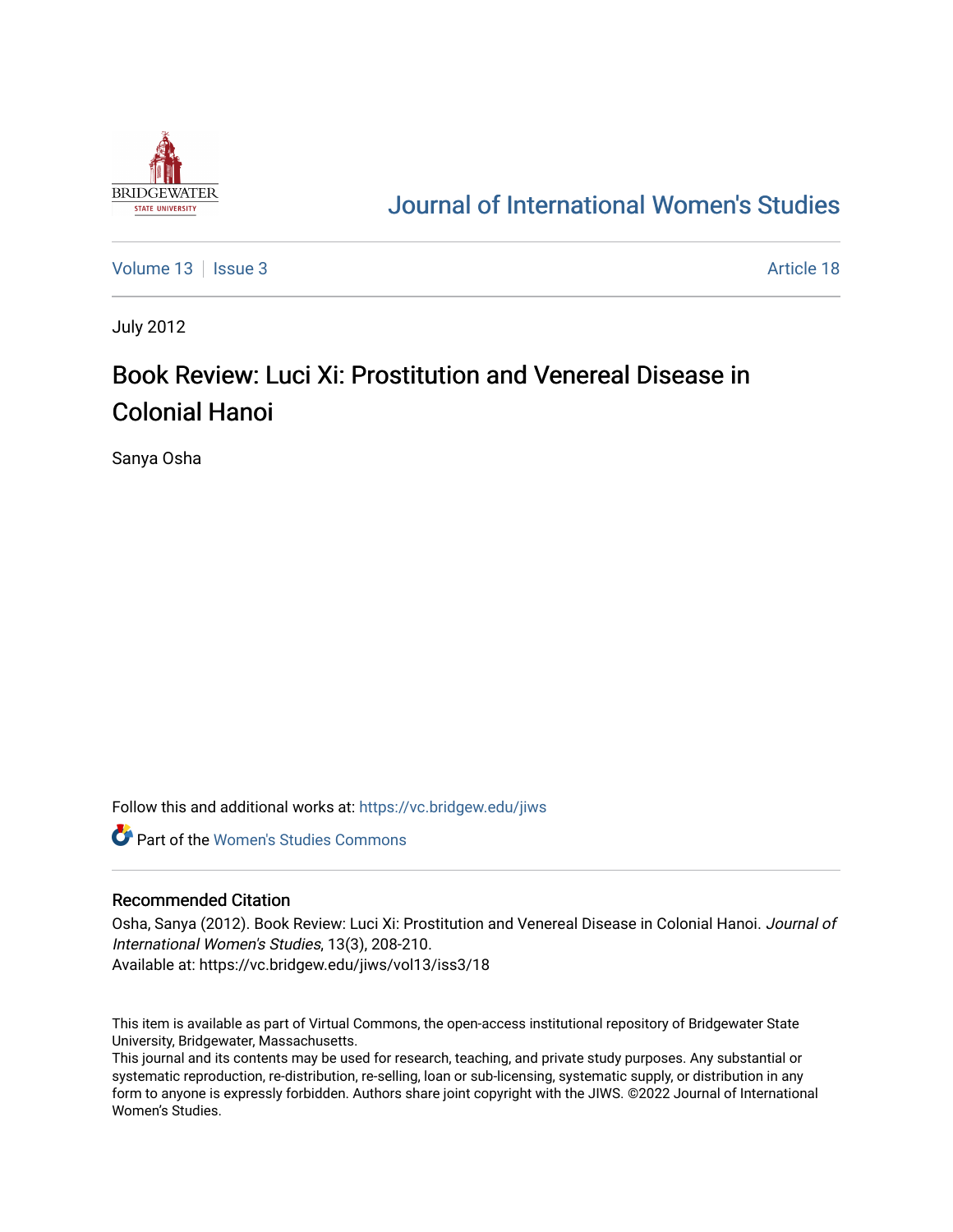# Journal of International Women's Studies

Volume 13 | Issue 3 | Article 18

July 2012

# Book Review: Luci Xi: Prostitution and Venereal Disease in Colonial Hanoi

Sanya Osha

Follow this and additional works at: https://vc.bridgew.edu/jiws

Part of the Women's Studies Commons

## Recommended Citation

Osha, Sanya (2012). Book Review: Luci Xi: Prostitution and Venereal Disease in Colonial Hanoi. *Journal of International Women's Studies*, 13(3), 208-210.
Available at: https://vc.bridgew.edu/jiws/vol13/iss3/18

This item is available as part of Virtual Commons, the open-access institutional repository of Bridgewater State University, Bridgewater, Massachusetts.
This journal and its contents may be used for research, teaching, and private study purposes. Any substantial or systematic reproduction, re-distribution, re-selling, loan or sub-licensing, systematic supply, or distribution in any form to anyone is expressly forbidden. Authors share joint copyright with the JIWS. ©2022 Journal of International Women's Studies.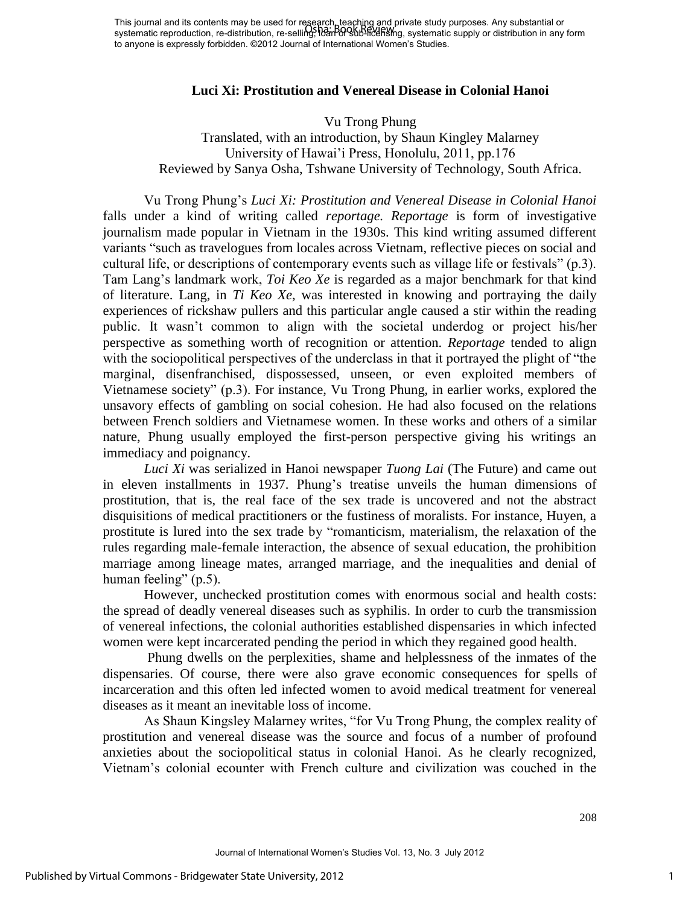This journal and its contents may be used for research, teaching and private study purposes. Any substantial or systematic reproduction, re-distribution, re-selling, loan or sub-licensing, systematic supply or distribution in any form to anyone is expressly forbidden. ©2012 Journal of International Women's Studies.

## Luci Xi: Prostitution and Venereal Disease in Colonial Hanoi

Vu Trong Phung
Translated, with an introduction, by Shaun Kingley Malarney
University of Hawai'i Press, Honolulu, 2011, pp.176
Reviewed by Sanya Osha, Tshwane University of Technology, South Africa.

Vu Trong Phung's *Luci Xi: Prostitution and Venereal Disease in Colonial Hanoi* falls under a kind of writing called *reportage. Reportage* is form of investigative journalism made popular in Vietnam in the 1930s. This kind writing assumed different variants "such as travelogues from locales across Vietnam, reflective pieces on social and cultural life, or descriptions of contemporary events such as village life or festivals" (p.3). Tam Lang's landmark work, *Toi Keo Xe* is regarded as a major benchmark for that kind of literature. Lang, in *Ti Keo Xe,* was interested in knowing and portraying the daily experiences of rickshaw pullers and this particular angle caused a stir within the reading public. It wasn't common to align with the societal underdog or project his/her perspective as something worth of recognition or attention. *Reportage* tended to align with the sociopolitical perspectives of the underclass in that it portrayed the plight of "the marginal, disenfranchised, dispossessed, unseen, or even exploited members of Vietnamese society" (p.3). For instance, Vu Trong Phung, in earlier works, explored the unsavory effects of gambling on social cohesion. He had also focused on the relations between French soldiers and Vietnamese women. In these works and others of a similar nature, Phung usually employed the first-person perspective giving his writings an immediacy and poignancy.

*Luci Xi* was serialized in Hanoi newspaper *Tuong Lai* (The Future) and came out in eleven installments in 1937. Phung's treatise unveils the human dimensions of prostitution, that is, the real face of the sex trade is uncovered and not the abstract disquisitions of medical practitioners or the fustiness of moralists. For instance, Huyen, a prostitute is lured into the sex trade by "romanticism, materialism, the relaxation of the rules regarding male-female interaction, the absence of sexual education, the prohibition marriage among lineage mates, arranged marriage, and the inequalities and denial of human feeling" (p.5).

However, unchecked prostitution comes with enormous social and health costs: the spread of deadly venereal diseases such as syphilis. In order to curb the transmission of venereal infections, the colonial authorities established dispensaries in which infected women were kept incarcerated pending the period in which they regained good health.

Phung dwells on the perplexities, shame and helplessness of the inmates of the dispensaries. Of course, there were also grave economic consequences for spells of incarceration and this often led infected women to avoid medical treatment for venereal diseases as it meant an inevitable loss of income.

As Shaun Kingsley Malarney writes, "for Vu Trong Phung, the complex reality of prostitution and venereal disease was the source and focus of a number of profound anxieties about the sociopolitical status in colonial Hanoi. As he clearly recognized, Vietnam's colonial ecounter with French culture and civilization was couched in the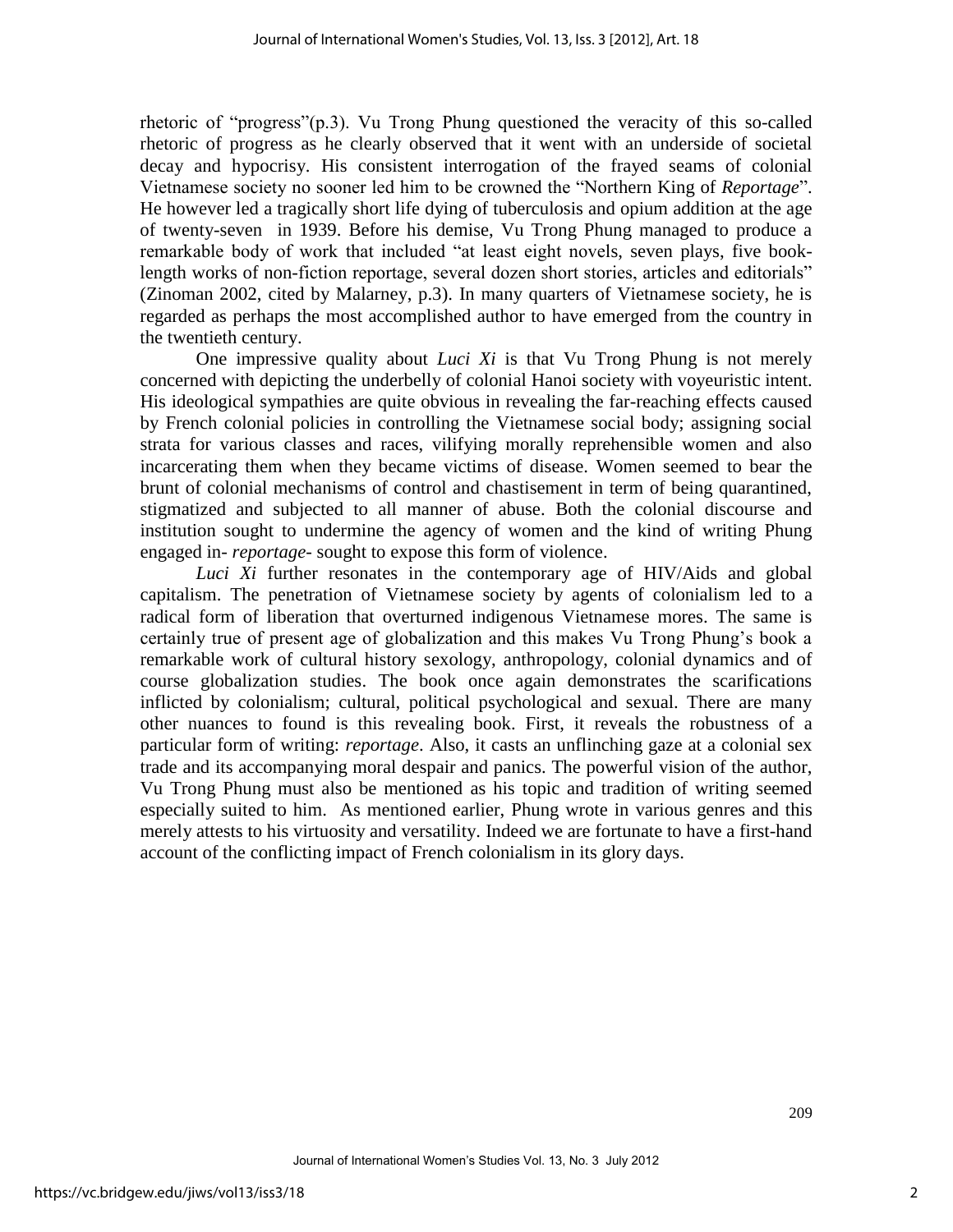rhetoric of "progress"(p.3). Vu Trong Phung questioned the veracity of this so-called rhetoric of progress as he clearly observed that it went with an underside of societal decay and hypocrisy. His consistent interrogation of the frayed seams of colonial Vietnamese society no sooner led him to be crowned the "Northern King of *Reportage*". He however led a tragically short life dying of tuberculosis and opium addition at the age of twenty-seven in 1939. Before his demise, Vu Trong Phung managed to produce a remarkable body of work that included "at least eight novels, seven plays, five book-length works of non-fiction reportage, several dozen short stories, articles and editorials" (Zinoman 2002, cited by Malarney, p.3). In many quarters of Vietnamese society, he is regarded as perhaps the most accomplished author to have emerged from the country in the twentieth century.

One impressive quality about *Luci Xi* is that Vu Trong Phung is not merely concerned with depicting the underbelly of colonial Hanoi society with voyeuristic intent. His ideological sympathies are quite obvious in revealing the far-reaching effects caused by French colonial policies in controlling the Vietnamese social body; assigning social strata for various classes and races, vilifying morally reprehensible women and also incarcerating them when they became victims of disease. Women seemed to bear the brunt of colonial mechanisms of control and chastisement in term of being quarantined, stigmatized and subjected to all manner of abuse. Both the colonial discourse and institution sought to undermine the agency of women and the kind of writing Phung engaged in- *reportage*- sought to expose this form of violence.

*Luci Xi* further resonates in the contemporary age of HIV/Aids and global capitalism. The penetration of Vietnamese society by agents of colonialism led to a radical form of liberation that overturned indigenous Vietnamese mores. The same is certainly true of present age of globalization and this makes Vu Trong Phung's book a remarkable work of cultural history sexology, anthropology, colonial dynamics and of course globalization studies. The book once again demonstrates the scarifications inflicted by colonialism; cultural, political psychological and sexual. There are many other nuances to found is this revealing book. First, it reveals the robustness of a particular form of writing: *reportage*. Also, it casts an unflinching gaze at a colonial sex trade and its accompanying moral despair and panics. The powerful vision of the author, Vu Trong Phung must also be mentioned as his topic and tradition of writing seemed especially suited to him. As mentioned earlier, Phung wrote in various genres and this merely attests to his virtuosity and versatility. Indeed we are fortunate to have a first-hand account of the conflicting impact of French colonialism in its glory days.